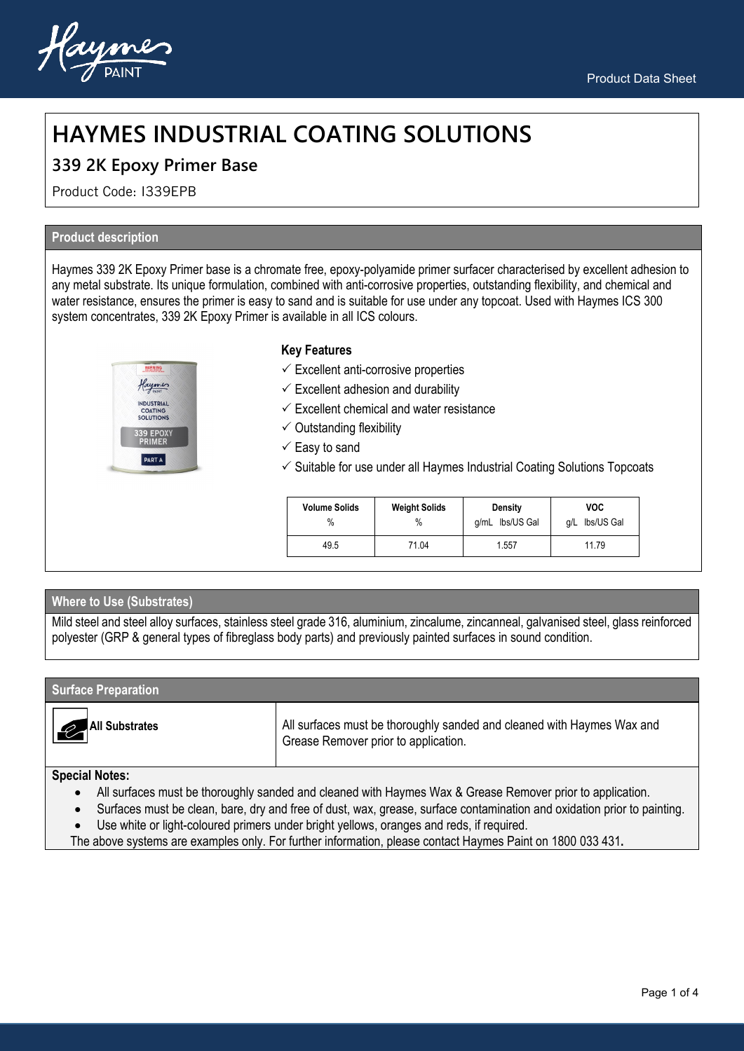# HAYMES INDUSTRIAL COATING SOLUTIONS

## 339 2K Epoxy Primer Base

Product Code: I339EPB

### Product description

Haymes 339 2K Epoxy Primer base is a chromate free, epoxy-polyamide primer surfacer characterised by excellent adhesion to any metal substrate. Its unique formulation, combined with anti-corrosive properties, outstanding flexibility, and chemical and water resistance, ensures the primer is easy to sand and is suitable for use under any topcoat. Used with Haymes ICS 300 system concentrates, 339 2K Epoxy Primer is available in all ICS colours.

**Key Features**

- ✓ Excellent anti-corrosive properties
- ✓ Excellent adhesion and durability
- ✓ Excellent chemical and water resistance
- ✓ Outstanding flexibility
- ✓ Easy to sand
- ✓ Suitable for use under all Haymes Industrial Coating Solutions Topcoats

| Volume Solids % | Weight Solids % | Density g/mL lbs/US Gal | VOC g/L lbs/US Gal |
|---|---|---|---|
| 49.5 | 71.04 | 1.557 | 11.79 |

### Where to Use (Substrates)

Mild steel and steel alloy surfaces, stainless steel grade 316, aluminium, zincalume, zincanneal, galvanised steel, glass reinforced polyester (GRP & general types of fibreglass body parts) and previously painted surfaces in sound condition.

### Surface Preparation

| All Substrates | All surfaces must be thoroughly sanded and cleaned with Haymes Wax and Grease Remover prior to application. |
|---|---|

**Special Notes:**

- All surfaces must be thoroughly sanded and cleaned with Haymes Wax & Grease Remover prior to application.
- Surfaces must be clean, bare, dry and free of dust, wax, grease, surface contamination and oxidation prior to painting.
- Use white or light-coloured primers under bright yellows, oranges and reds, if required.

The above systems are examples only. For further information, please contact Haymes Paint on 1800 033 431.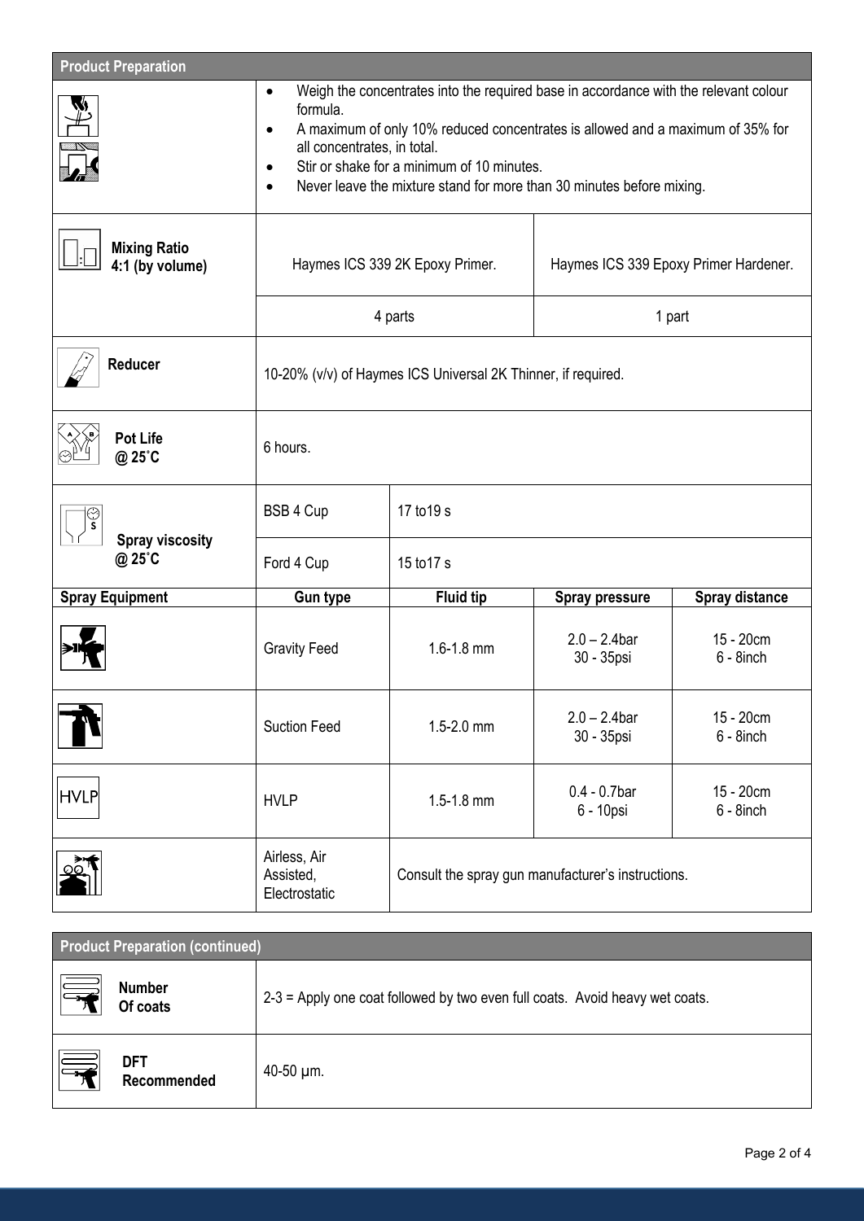## Product Preparation

- Weigh the concentrates into the required base in accordance with the relevant colour formula.
- A maximum of only 10% reduced concentrates is allowed and a maximum of 35% for all concentrates, in total.
- Stir or shake for a minimum of 10 minutes.
- Never leave the mixture stand for more than 30 minutes before mixing.

| **Mixing Ratio 4:1 (by volume)** | Haymes ICS 339 2K Epoxy Primer. | Haymes ICS 339 Epoxy Primer Hardener. |
|---|---|---|
| | 4 parts | 1 part |

| | |
|---|---|
| **Reducer** | 10-20% (v/v) of Haymes ICS Universal 2K Thinner, if required. |
| **Pot Life @ 25˚C** | 6 hours. |

| **Spray viscosity @ 25˚C** | | |
|---|---|---|
| | BSB 4 Cup | 17 to19 s |
| | Ford 4 Cup | 15 to17 s |

| **Spray Equipment** | **Gun type** | **Fluid tip** | **Spray pressure** | **Spray distance** |
|---|---|---|---|---|
| | Gravity Feed | 1.6-1.8 mm | 2.0 – 2.4bar<br>30 - 35psi | 15 - 20cm<br>6 - 8inch |
| | Suction Feed | 1.5-2.0 mm | 2.0 – 2.4bar<br>30 - 35psi | 15 - 20cm<br>6 - 8inch |
| HVLP | HVLP | 1.5-1.8 mm | 0.4 - 0.7bar<br>6 - 10psi | 15 - 20cm<br>6 - 8inch |
| | Airless, Air Assisted, Electrostatic | Consult the spray gun manufacturer's instructions. | | |

## Product Preparation (continued)

| | |
|---|---|
| **Number Of coats** | 2-3 = Apply one coat followed by two even full coats. Avoid heavy wet coats. |
| **DFT Recommended** | 40-50 μm. |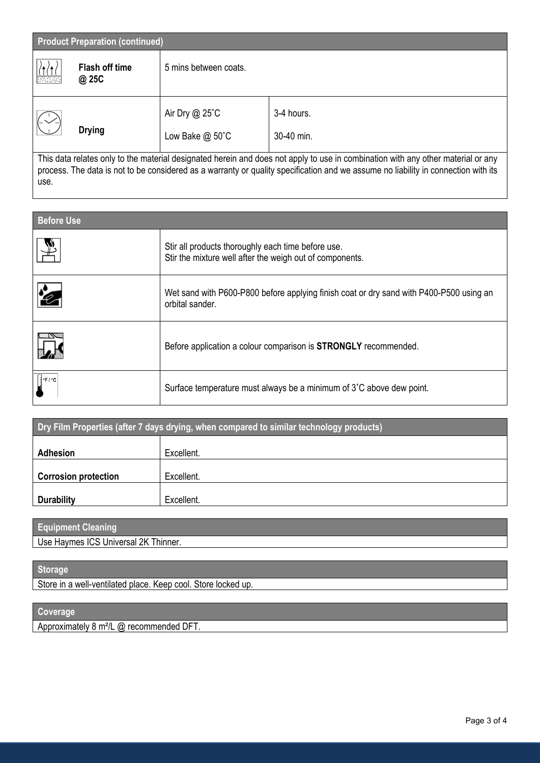## Product Preparation (continued)

| | | | |
|---|---|---|---|
| Flash off time @ 25C | 5 mins between coats. | | |
| Drying | Air Dry @ 25˚C | 3-4 hours. | |
| | Low Bake @ 50˚C | 30-40 min. | |

This data relates only to the material designated herein and does not apply to use in combination with any other material or any process. The data is not to be considered as a warranty or quality specification and we assume no liability in connection with its use.

## Before Use

Stir all products thoroughly each time before use.
Stir the mixture well after the weigh out of components.

Wet sand with P600-P800 before applying finish coat or dry sand with P400-P500 using an orbital sander.

Before application a colour comparison is **STRONGLY** recommended.

Surface temperature must always be a minimum of 3˚C above dew point.

## Dry Film Properties (after 7 days drying, when compared to similar technology products)

| Property | Rating |
|---|---|
| **Adhesion** | Excellent. |
| **Corrosion protection** | Excellent. |
| **Durability** | Excellent. |

## Equipment Cleaning

Use Haymes ICS Universal 2K Thinner.

## Storage

Store in a well-ventilated place. Keep cool. Store locked up.

## Coverage

Approximately 8 m²/L @ recommended DFT.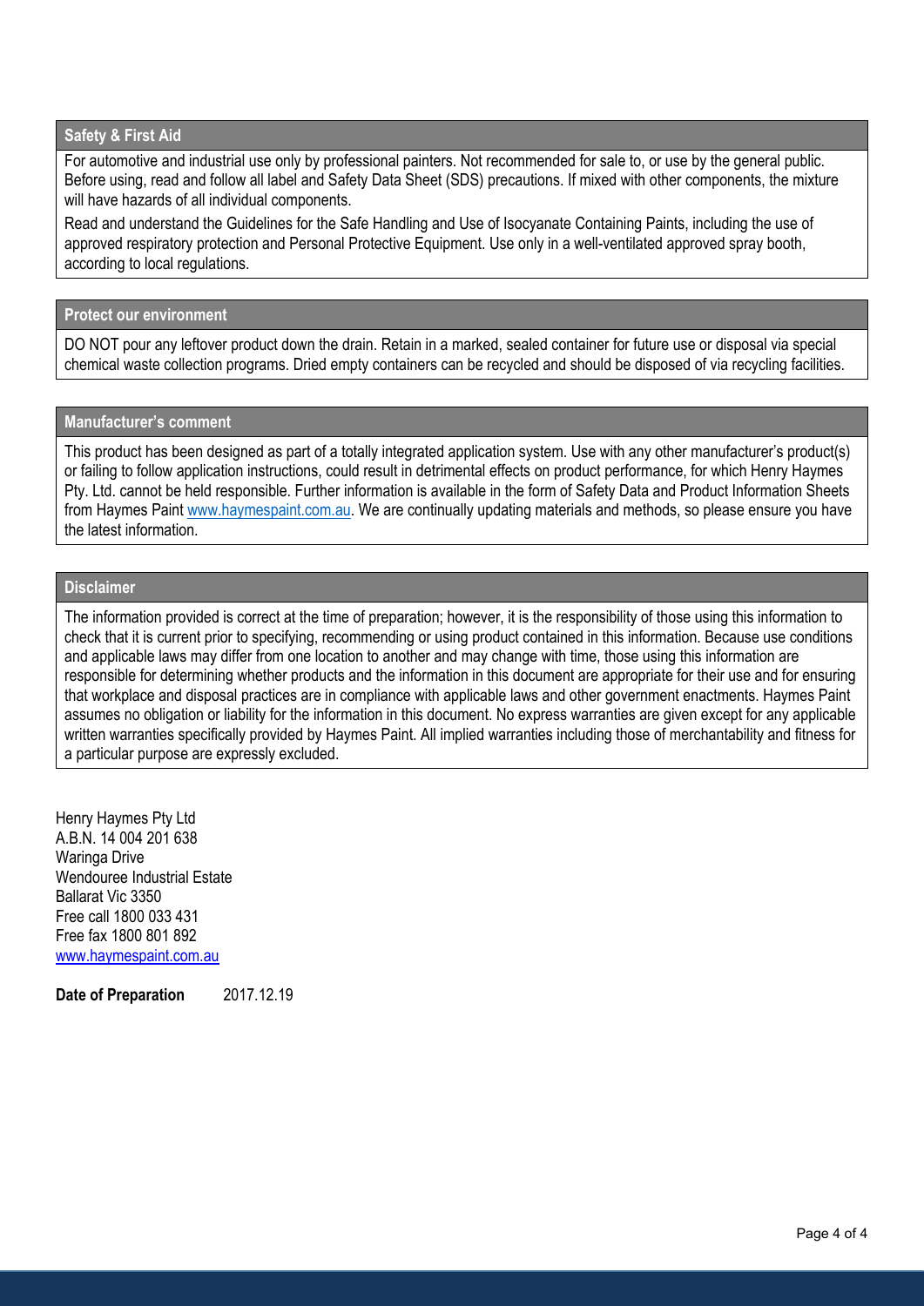## Safety & First Aid

For automotive and industrial use only by professional painters. Not recommended for sale to, or use by the general public. Before using, read and follow all label and Safety Data Sheet (SDS) precautions. If mixed with other components, the mixture will have hazards of all individual components.

Read and understand the Guidelines for the Safe Handling and Use of Isocyanate Containing Paints, including the use of approved respiratory protection and Personal Protective Equipment. Use only in a well-ventilated approved spray booth, according to local regulations.

## Protect our environment

DO NOT pour any leftover product down the drain. Retain in a marked, sealed container for future use or disposal via special chemical waste collection programs. Dried empty containers can be recycled and should be disposed of via recycling facilities.

## Manufacturer's comment

This product has been designed as part of a totally integrated application system. Use with any other manufacturer's product(s) or failing to follow application instructions, could result in detrimental effects on product performance, for which Henry Haymes Pty. Ltd. cannot be held responsible. Further information is available in the form of Safety Data and Product Information Sheets from Haymes Paint www.haymespaint.com.au. We are continually updating materials and methods, so please ensure you have the latest information.

## Disclaimer

The information provided is correct at the time of preparation; however, it is the responsibility of those using this information to check that it is current prior to specifying, recommending or using product contained in this information. Because use conditions and applicable laws may differ from one location to another and may change with time, those using this information are responsible for determining whether products and the information in this document are appropriate for their use and for ensuring that workplace and disposal practices are in compliance with applicable laws and other government enactments. Haymes Paint assumes no obligation or liability for the information in this document. No express warranties are given except for any applicable written warranties specifically provided by Haymes Paint. All implied warranties including those of merchantability and fitness for a particular purpose are expressly excluded.

Henry Haymes Pty Ltd
A.B.N. 14 004 201 638
Waringa Drive
Wendouree Industrial Estate
Ballarat Vic 3350
Free call 1800 033 431
Free fax 1800 801 892
www.haymespaint.com.au

**Date of Preparation** 2017.12.19